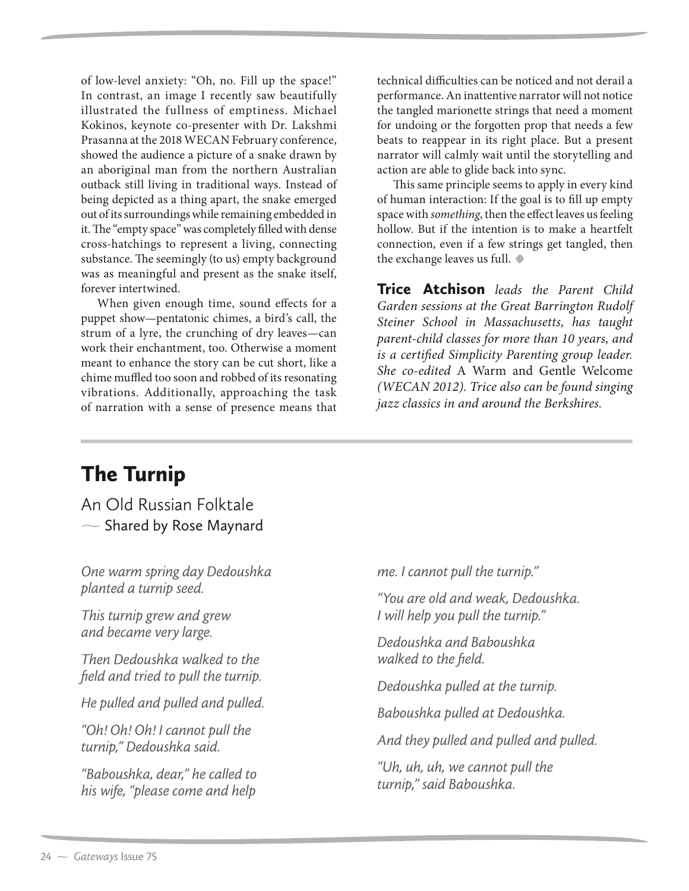of low-level anxiety: "Oh, no. Fill up the space!" In contrast, an image I recently saw beautifully illustrated the fullness of emptiness. Michael Kokinos, keynote co-presenter with Dr. Lakshmi Prasanna at the 2018 WECAN February conference, showed the audience a picture of a snake drawn by an aboriginal man from the northern Australian outback still living in traditional ways. Instead of being depicted as a thing apart, the snake emerged out of its surroundings while remaining embedded in it. The "empty space" was completely filled with dense cross-hatchings to represent a living, connecting substance. The seemingly (to us) empty background was as meaningful and present as the snake itself, forever intertwined.

When given enough time, sound effects for a puppet show—pentatonic chimes, a bird's call, the strum of a lyre, the crunching of dry leaves—can work their enchantment, too. Otherwise a moment meant to enhance the story can be cut short, like a chime muffled too soon and robbed of its resonating vibrations. Additionally, approaching the task of narration with a sense of presence means that technical difficulties can be noticed and not derail a performance. An inattentive narrator will not notice the tangled marionette strings that need a moment for undoing or the forgotten prop that needs a few beats to reappear in its right place. But a present narrator will calmly wait until the storytelling and action are able to glide back into sync.

This same principle seems to apply in every kind of human interaction: If the goal is to fill up empty space with *something*, then the effect leaves us feeling hollow. But if the intention is to make a heartfelt connection, even if a few strings get tangled, then the exchange leaves us full. ◆

**Trice Atchison** *leads the Parent Child Garden sessions at the Great Barrington Rudolf Steiner School in Massachusetts, has taught parent-child classes for more than 10 years, and is a certified Simplicity Parenting group leader. She co-edited* A Warm and Gentle Welcome *(WECAN 2012). Trice also can be found singing jazz classics in and around the Berkshires.*

# The Turnip

## An Old Russian Folktale

— Shared by Rose Maynard

*One warm spring day Dedoushka planted a turnip seed.*

*This turnip grew and grew and became very large.*

*Then Dedoushka walked to the field and tried to pull the turnip.*

*He pulled and pulled and pulled.*

*"Oh! Oh! Oh! I cannot pull the turnip," Dedoushka said.*

*"Baboushka, dear," he called to his wife, "please come and help me. I cannot pull the turnip."*

*"You are old and weak, Dedoushka. I will help you pull the turnip."*

*Dedoushka and Baboushka walked to the field.*

*Dedoushka pulled at the turnip.*

*Baboushka pulled at Dedoushka.*

*And they pulled and pulled and pulled.*

*"Uh, uh, uh, we cannot pull the turnip," said Baboushka.*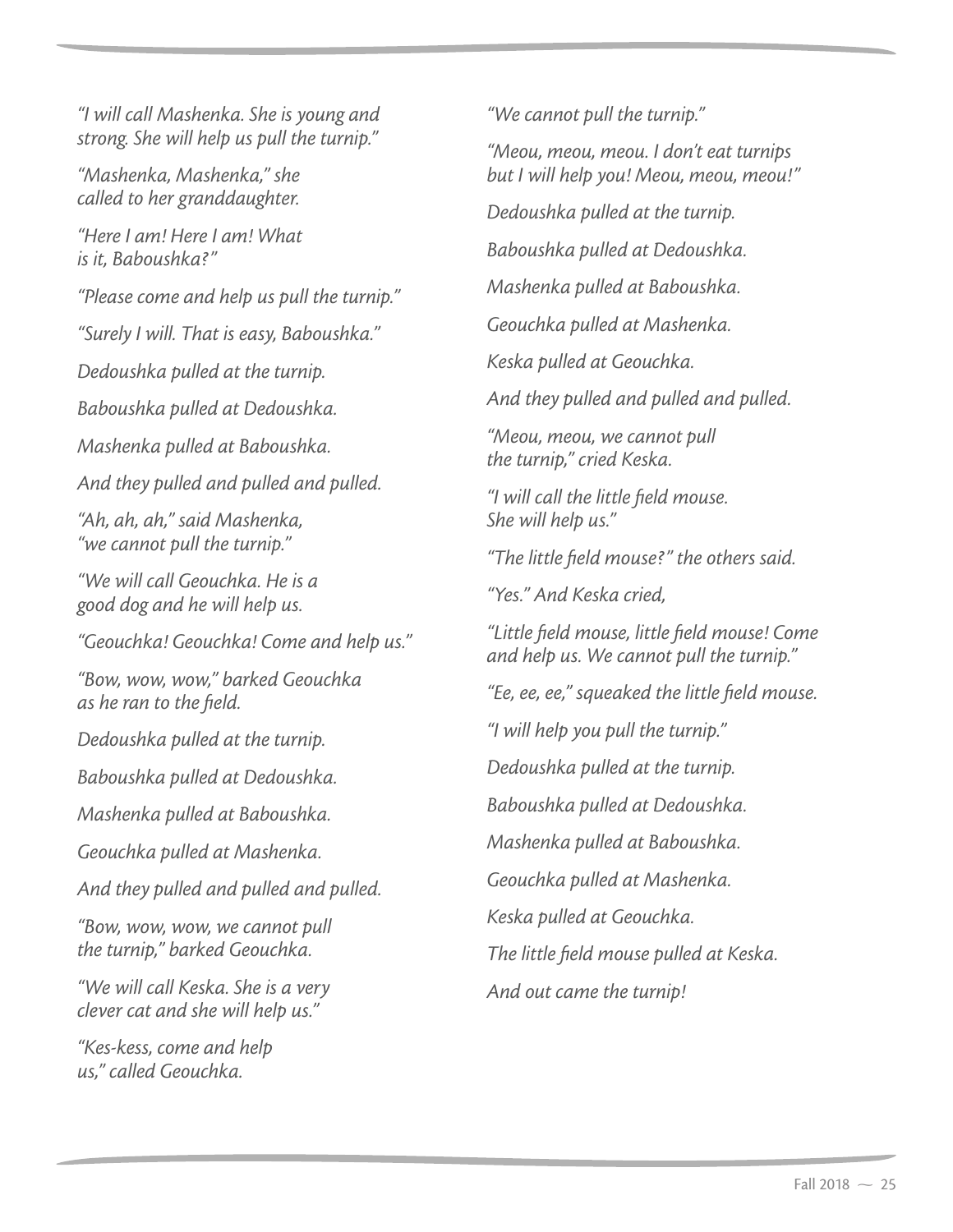*"I will call Mashenka. She is young and strong. She will help us pull the turnip."*

*"Mashenka, Mashenka," she called to her granddaughter.*

*"Here I am! Here I am! What is it, Baboushka?"*

*"Please come and help us pull the turnip."*

*"Surely I will. That is easy, Baboushka."*

*Dedoushka pulled at the turnip.*

*Baboushka pulled at Dedoushka.*

*Mashenka pulled at Baboushka.*

*And they pulled and pulled and pulled.*

*"Ah, ah, ah," said Mashenka, "we cannot pull the turnip."*

*"We will call Geouchka. He is a good dog and he will help us.*

*"Geouchka! Geouchka! Come and help us."*

*"Bow, wow, wow," barked Geouchka as he ran to the field.*

*Dedoushka pulled at the turnip.*

*Baboushka pulled at Dedoushka.*

*Mashenka pulled at Baboushka.*

*Geouchka pulled at Mashenka.*

*And they pulled and pulled and pulled.*

*"Bow, wow, wow, we cannot pull the turnip," barked Geouchka.*

*"We will call Keska. She is a very clever cat and she will help us."*

*"Kes-kess, come and help us," called Geouchka.*

*"We cannot pull the turnip."*

*"Meou, meou, meou. I don't eat turnips but I will help you! Meou, meou, meou!"*

*Dedoushka pulled at the turnip.*

*Baboushka pulled at Dedoushka.*

*Mashenka pulled at Baboushka.*

*Geouchka pulled at Mashenka.*

*Keska pulled at Geouchka.*

*And they pulled and pulled and pulled.*

*"Meou, meou, we cannot pull the turnip," cried Keska.*

*"I will call the little field mouse. She will help us."*

*"The little field mouse?" the others said.*

*"Yes." And Keska cried,*

*"Little field mouse, little field mouse! Come and help us. We cannot pull the turnip."*

*"Ee, ee, ee," squeaked the little field mouse.*

*"I will help you pull the turnip."*

*Dedoushka pulled at the turnip.*

*Baboushka pulled at Dedoushka.*

*Mashenka pulled at Baboushka.*

*Geouchka pulled at Mashenka.*

*Keska pulled at Geouchka.*

*The little field mouse pulled at Keska.*

*And out came the turnip!*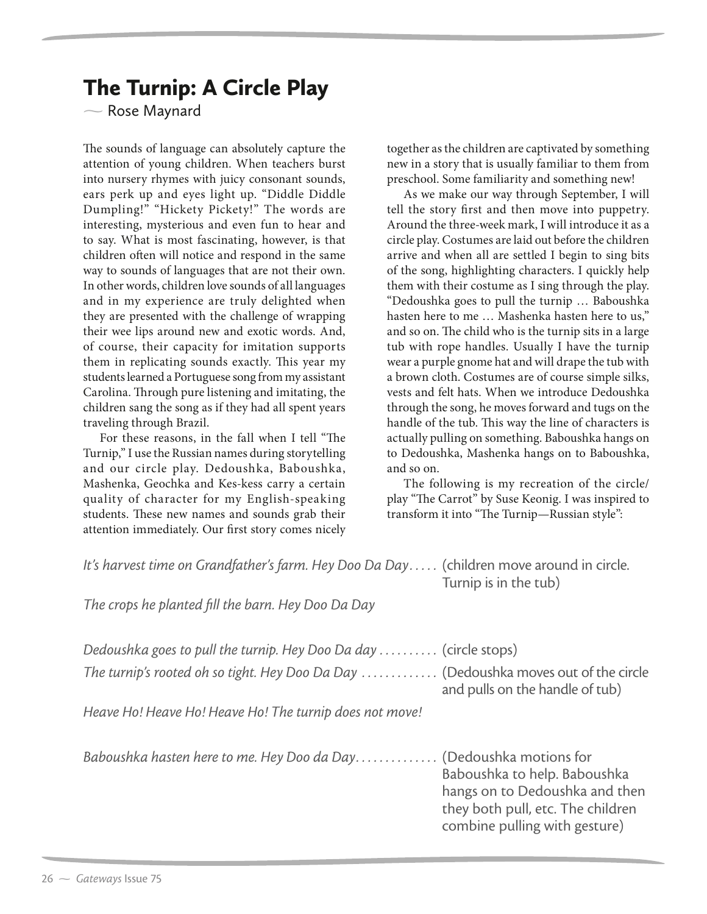# The Turnip: A Circle Play

— Rose Maynard

The sounds of language can absolutely capture the attention of young children. When teachers burst into nursery rhymes with juicy consonant sounds, ears perk up and eyes light up. "Diddle Diddle Dumpling!" "Hickety Pickety!" The words are interesting, mysterious and even fun to hear and to say. What is most fascinating, however, is that children often will notice and respond in the same way to sounds of languages that are not their own. In other words, children love sounds of all languages and in my experience are truly delighted when they are presented with the challenge of wrapping their wee lips around new and exotic words. And, of course, their capacity for imitation supports them in replicating sounds exactly. This year my students learned a Portuguese song from my assistant Carolina. Through pure listening and imitating, the children sang the song as if they had all spent years traveling through Brazil.

For these reasons, in the fall when I tell "The Turnip," I use the Russian names during storytelling and our circle play. Dedoushka, Baboushka, Mashenka, Geochka and Kes-kess carry a certain quality of character for my English-speaking students. These new names and sounds grab their attention immediately. Our first story comes nicely together as the children are captivated by something new in a story that is usually familiar to them from preschool. Some familiarity and something new!

As we make our way through September, I will tell the story first and then move into puppetry. Around the three-week mark, I will introduce it as a circle play. Costumes are laid out before the children arrive and when all are settled I begin to sing bits of the song, highlighting characters. I quickly help them with their costume as I sing through the play. "Dedoushka goes to pull the turnip … Baboushka hasten here to me … Mashenka hasten here to us," and so on. The child who is the turnip sits in a large tub with rope handles. Usually I have the turnip wear a purple gnome hat and will drape the tub with a brown cloth. Costumes are of course simple silks, vests and felt hats. When we introduce Dedoushka through the song, he moves forward and tugs on the handle of the tub. This way the line of characters is actually pulling on something. Baboushka hangs on to Dedoushka, Mashenka hangs on to Baboushka, and so on.

The following is my recreation of the circle/play "The Carrot" by Suse Keonig. I was inspired to transform it into "The Turnip—Russian style":

*It's harvest time on Grandfather's farm. Hey Doo Da Day* ….. (children move around in circle. Turnip is in the tub)

*The crops he planted fill the barn. Hey Doo Da Day*

*Dedoushka goes to pull the turnip. Hey Doo Da day* ………. (circle stops)

*The turnip's rooted oh so tight. Hey Doo Da Day* …………. (Dedoushka moves out of the circle and pulls on the handle of tub)

*Heave Ho! Heave Ho! Heave Ho! The turnip does not move!*

*Baboushka hasten here to me. Hey Doo da Day*…………. (Dedoushka motions for Baboushka to help. Baboushka hangs on to Dedoushka and then they both pull, etc. The children combine pulling with gesture)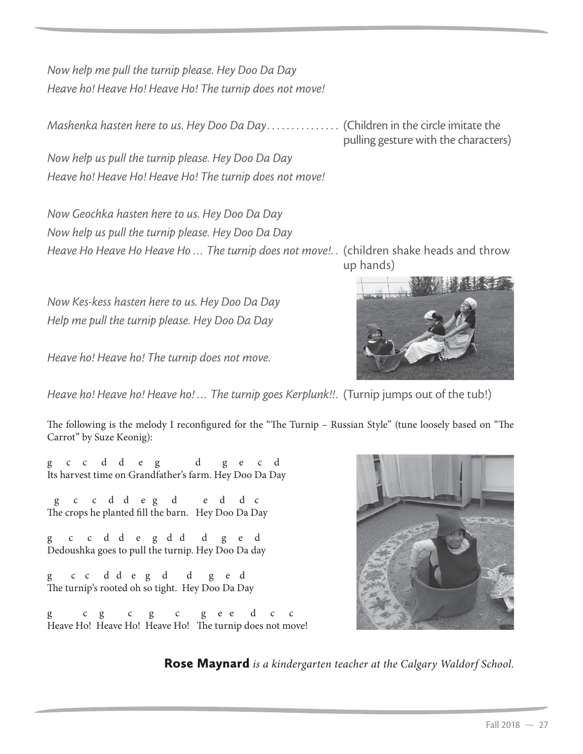*Now help me pull the turnip please. Hey Doo Da Day*
*Heave ho! Heave Ho! Heave Ho! The turnip does not move!*

*Mashenka hasten here to us. Hey Doo Da Day*. . . . . . . . . . . . . . . (Children in the circle imitate the pulling gesture with the characters)

*Now help us pull the turnip please. Hey Doo Da Day*
*Heave ho! Heave Ho! Heave Ho! The turnip does not move!*

*Now Geochka hasten here to us. Hey Doo Da Day*
*Now help us pull the turnip please. Hey Doo Da Day*
*Heave Ho Heave Ho Heave Ho … The turnip does not move!*. . (children shake heads and throw up hands)

*Now Kes-kess hasten here to us. Hey Doo Da Day*
*Help me pull the turnip please. Hey Doo Da Day*

*Heave ho! Heave ho! The turnip does not move.*

*Heave ho! Heave ho! Heave ho! … The turnip goes Kerplunk!!*. (Turnip jumps out of the tub!)

The following is the melody I reconfigured for the "The Turnip – Russian Style" (tune loosely based on "The Carrot" by Suze Keonig):

```
g  c  c  d  d  e  g      d   g  e  c  d
Its harvest time on Grandfather's farm. Hey Doo Da Day

 g  c  c  d  d  e  g  d    e  d  d  c
The crops he planted fill the barn.   Hey Doo Da Day

g  c  c  d  d  e  g  d  d   d  g  e  d
Dedoushka goes to pull the turnip. Hey Doo Da day

g   c  c  d  d  e  g  d   d  g  e  d
The turnip's rooted oh so tight.  Hey Doo Da Day

g    c  g    c  g    c    g  e  e   d  c  c
Heave Ho!  Heave Ho!  Heave Ho!   The turnip does not move!
```

**Rose Maynard** *is a kindergarten teacher at the Calgary Waldorf School.*